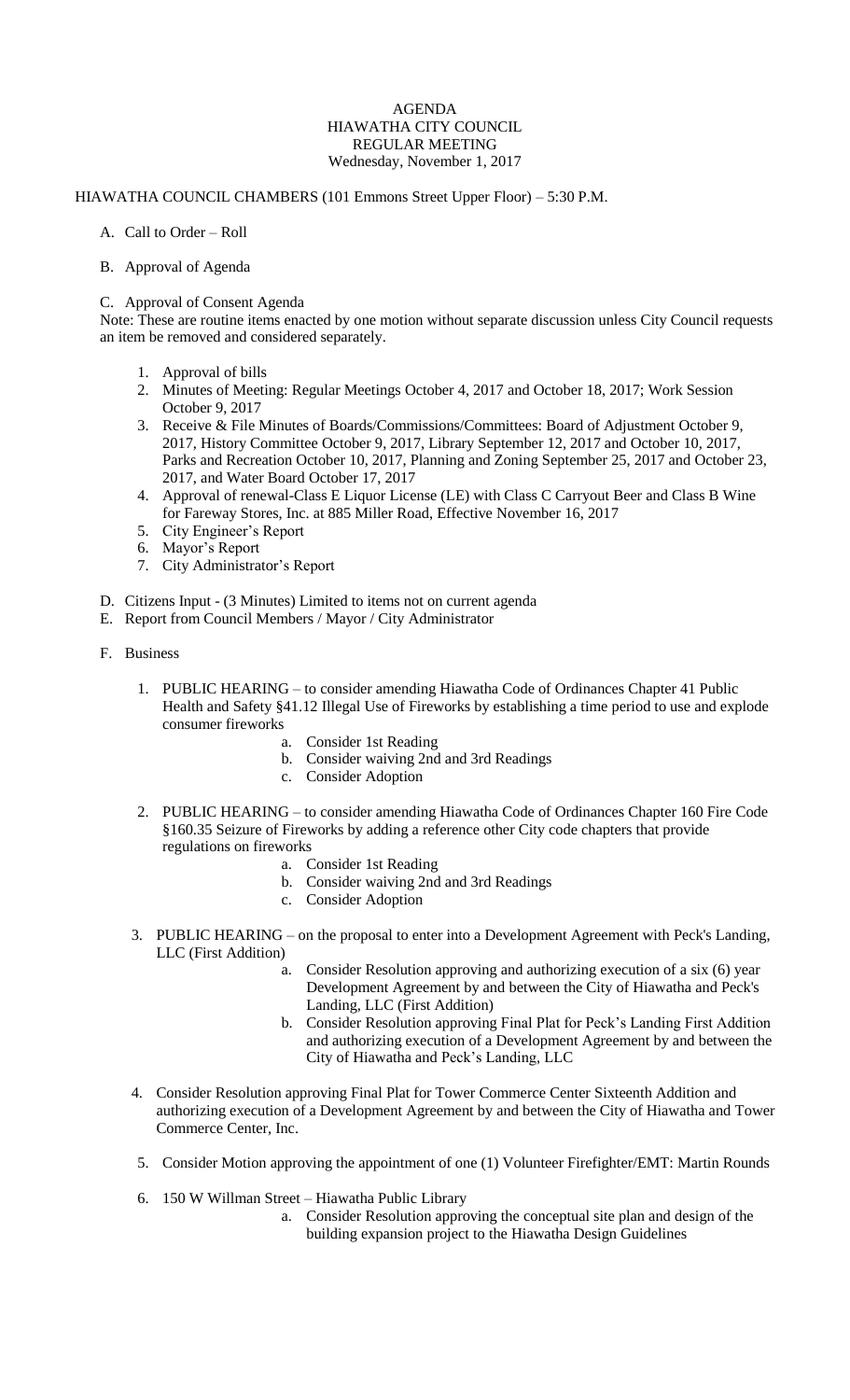# AGENDA
## HIAWATHA CITY COUNCIL
## REGULAR MEETING
### Wednesday, November 1, 2017

HIAWATHA COUNCIL CHAMBERS (101 Emmons Street Upper Floor) – 5:30 P.M.

A. Call to Order – Roll

B. Approval of Agenda

C. Approval of Consent Agenda

Note: These are routine items enacted by one motion without separate discussion unless City Council requests an item be removed and considered separately.

1. Approval of bills
2. Minutes of Meeting: Regular Meetings October 4, 2017 and October 18, 2017; Work Session October 9, 2017
3. Receive & File Minutes of Boards/Commissions/Committees: Board of Adjustment October 9, 2017, History Committee October 9, 2017, Library September 12, 2017 and October 10, 2017, Parks and Recreation October 10, 2017, Planning and Zoning September 25, 2017 and October 23, 2017, and Water Board October 17, 2017
4. Approval of renewal-Class E Liquor License (LE) with Class C Carryout Beer and Class B Wine for Fareway Stores, Inc. at 885 Miller Road, Effective November 16, 2017
5. City Engineer's Report
6. Mayor's Report
7. City Administrator's Report

D. Citizens Input - (3 Minutes) Limited to items not on current agenda

E. Report from Council Members / Mayor / City Administrator

F. Business

1. PUBLIC HEARING – to consider amending Hiawatha Code of Ordinances Chapter 41 Public Health and Safety §41.12 Illegal Use of Fireworks by establishing a time period to use and explode consumer fireworks
   a. Consider 1st Reading
   b. Consider waiving 2nd and 3rd Readings
   c. Consider Adoption

2. PUBLIC HEARING – to consider amending Hiawatha Code of Ordinances Chapter 160 Fire Code §160.35 Seizure of Fireworks by adding a reference other City code chapters that provide regulations on fireworks
   a. Consider 1st Reading
   b. Consider waiving 2nd and 3rd Readings
   c. Consider Adoption

3. PUBLIC HEARING – on the proposal to enter into a Development Agreement with Peck's Landing, LLC (First Addition)
   a. Consider Resolution approving and authorizing execution of a six (6) year Development Agreement by and between the City of Hiawatha and Peck's Landing, LLC (First Addition)
   b. Consider Resolution approving Final Plat for Peck's Landing First Addition and authorizing execution of a Development Agreement by and between the City of Hiawatha and Peck's Landing, LLC

4. Consider Resolution approving Final Plat for Tower Commerce Center Sixteenth Addition and authorizing execution of a Development Agreement by and between the City of Hiawatha and Tower Commerce Center, Inc.

5. Consider Motion approving the appointment of one (1) Volunteer Firefighter/EMT: Martin Rounds

6. 150 W Willman Street – Hiawatha Public Library
   a. Consider Resolution approving the conceptual site plan and design of the building expansion project to the Hiawatha Design Guidelines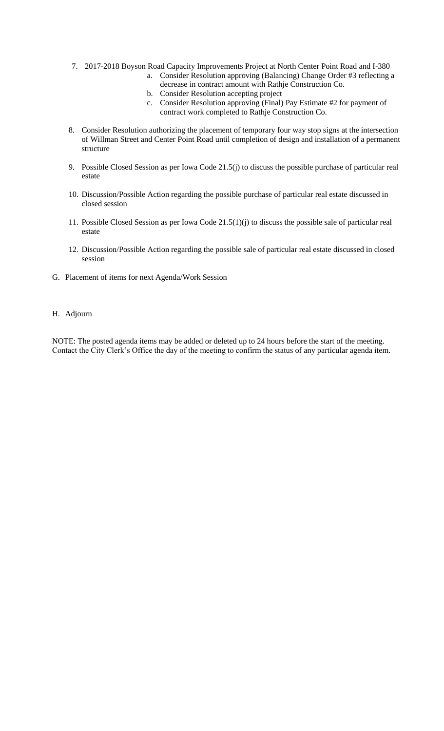7. 2017-2018 Boyson Road Capacity Improvements Project at North Center Point Road and I-380
   a. Consider Resolution approving (Balancing) Change Order #3 reflecting a decrease in contract amount with Rathje Construction Co.
   b. Consider Resolution accepting project
   c. Consider Resolution approving (Final) Pay Estimate #2 for payment of contract work completed to Rathje Construction Co.

8. Consider Resolution authorizing the placement of temporary four way stop signs at the intersection of Willman Street and Center Point Road until completion of design and installation of a permanent structure

9. Possible Closed Session as per Iowa Code 21.5(j) to discuss the possible purchase of particular real estate

10. Discussion/Possible Action regarding the possible purchase of particular real estate discussed in closed session

11. Possible Closed Session as per Iowa Code 21.5(1)(j) to discuss the possible sale of particular real estate

12. Discussion/Possible Action regarding the possible sale of particular real estate discussed in closed session

G. Placement of items for next Agenda/Work Session

H. Adjourn

NOTE: The posted agenda items may be added or deleted up to 24 hours before the start of the meeting. Contact the City Clerk's Office the day of the meeting to confirm the status of any particular agenda item.